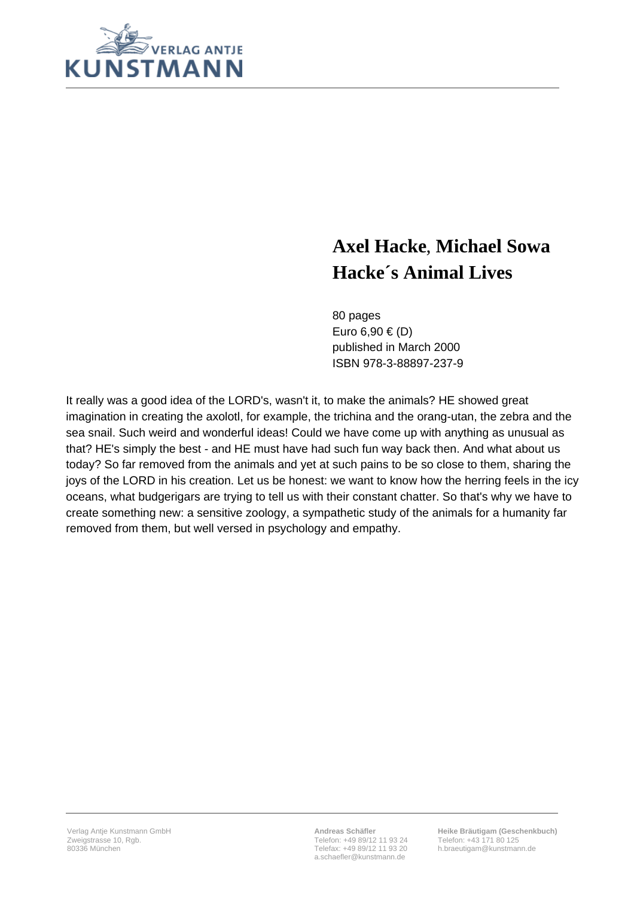VERLAG ANTJE KUNSTMANN

# Axel Hacke, Michael Sowa
## Hacke´s Animal Lives

80 pages
Euro 6,90 € (D)
published in March 2000
ISBN 978-3-88897-237-9

It really was a good idea of the LORD's, wasn't it, to make the animals? HE showed great imagination in creating the axolotl, for example, the trichina and the orang-utan, the zebra and the sea snail. Such weird and wonderful ideas! Could we have come up with anything as unusual as that? HE's simply the best - and HE must have had such fun way back then. And what about us today? So far removed from the animals and yet at such pains to be so close to them, sharing the joys of the LORD in his creation. Let us be honest: we want to know how the herring feels in the icy oceans, what budgerigars are trying to tell us with their constant chatter. So that's why we have to create something new: a sensitive zoology, a sympathetic study of the animals for a humanity far removed from them, but well versed in psychology and empathy.

Verlag Antje Kunstmann GmbH
Zweigstrasse 10, Rgb.
80336 München

**Andreas Schäfler**
Telefon: +49 89/12 11 93 24
Telefax: +49 89/12 11 93 20
a.schaefler@kunstmann.de

**Heike Bräutigam (Geschenkbuch)**
Telefon: +43 171 80 125
h.braeutigam@kunstmann.de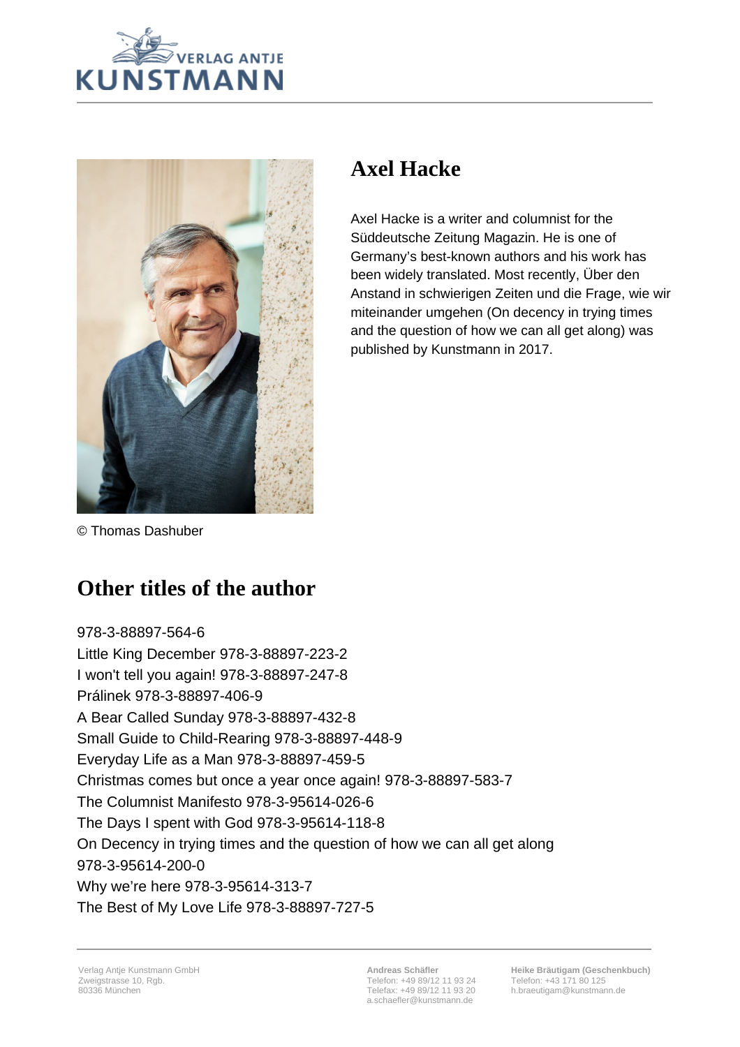# Axel Hacke

Axel Hacke is a writer and columnist for the Süddeutsche Zeitung Magazin. He is one of Germany's best-known authors and his work has been widely translated. Most recently, Über den Anstand in schwierigen Zeiten und die Frage, wie wir miteinander umgehen (On decency in trying times and the question of how we can all get along) was published by Kunstmann in 2017.

© Thomas Dashuber

## Other titles of the author

978-3-88897-564-6
Little King December 978-3-88897-223-2
I won't tell you again! 978-3-88897-247-8
Prálinek 978-3-88897-406-9
A Bear Called Sunday 978-3-88897-432-8
Small Guide to Child-Rearing 978-3-88897-448-9
Everyday Life as a Man 978-3-88897-459-5
Christmas comes but once a year once again! 978-3-88897-583-7
The Columnist Manifesto 978-3-95614-026-6
The Days I spent with God 978-3-95614-118-8
On Decency in trying times and the question of how we can all get along 978-3-95614-200-0
Why we're here 978-3-95614-313-7
The Best of My Love Life 978-3-88897-727-5

Verlag Antje Kunstmann GmbH
Zweigstrasse 10, Rgb.
80336 München

**Andreas Schäfler**
Telefon: +49 89/12 11 93 24
Telefax: +49 89/12 11 93 20
a.schaefler@kunstmann.de

**Heike Bräutigam (Geschenkbuch)**
Telefon: +43 171 80 125
h.braeutigam@kunstmann.de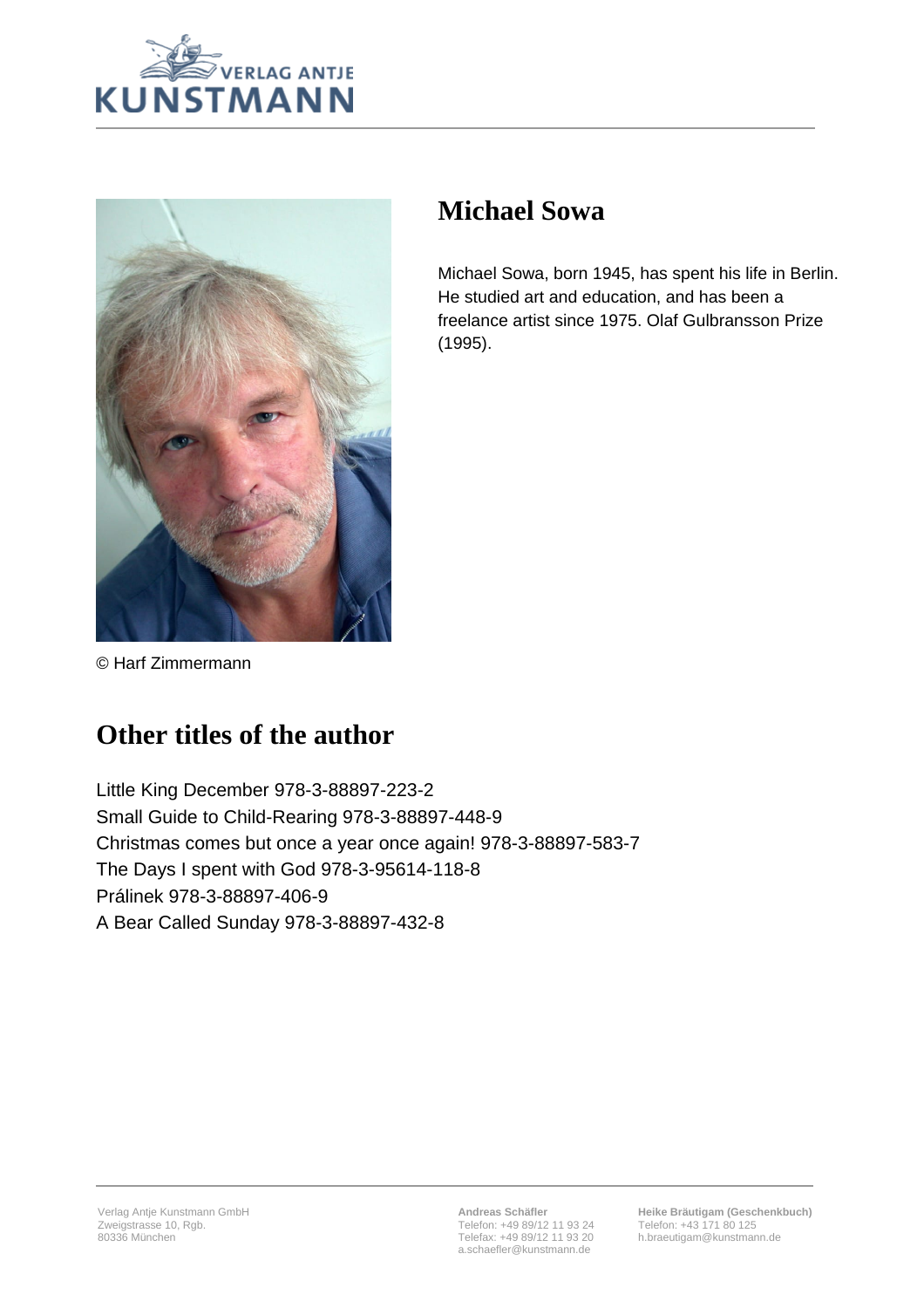# Michael Sowa

Michael Sowa, born 1945, has spent his life in Berlin. He studied art and education, and has been a freelance artist since 1975. Olaf Gulbransson Prize (1995).

© Harf Zimmermann

## Other titles of the author

Little King December 978-3-88897-223-2
Small Guide to Child-Rearing 978-3-88897-448-9
Christmas comes but once a year once again! 978-3-88897-583-7
The Days I spent with God 978-3-95614-118-8
Prálinek 978-3-88897-406-9
A Bear Called Sunday 978-3-88897-432-8

Verlag Antje Kunstmann GmbH
Zweigstrasse 10, Rgb.
80336 München

**Andreas Schäfler**
Telefon: +49 89/12 11 93 24
Telefax: +49 89/12 11 93 20
a.schaefler@kunstmann.de

**Heike Bräutigam (Geschenkbuch)**
Telefon: +43 171 80 125
h.braeutigam@kunstmann.de